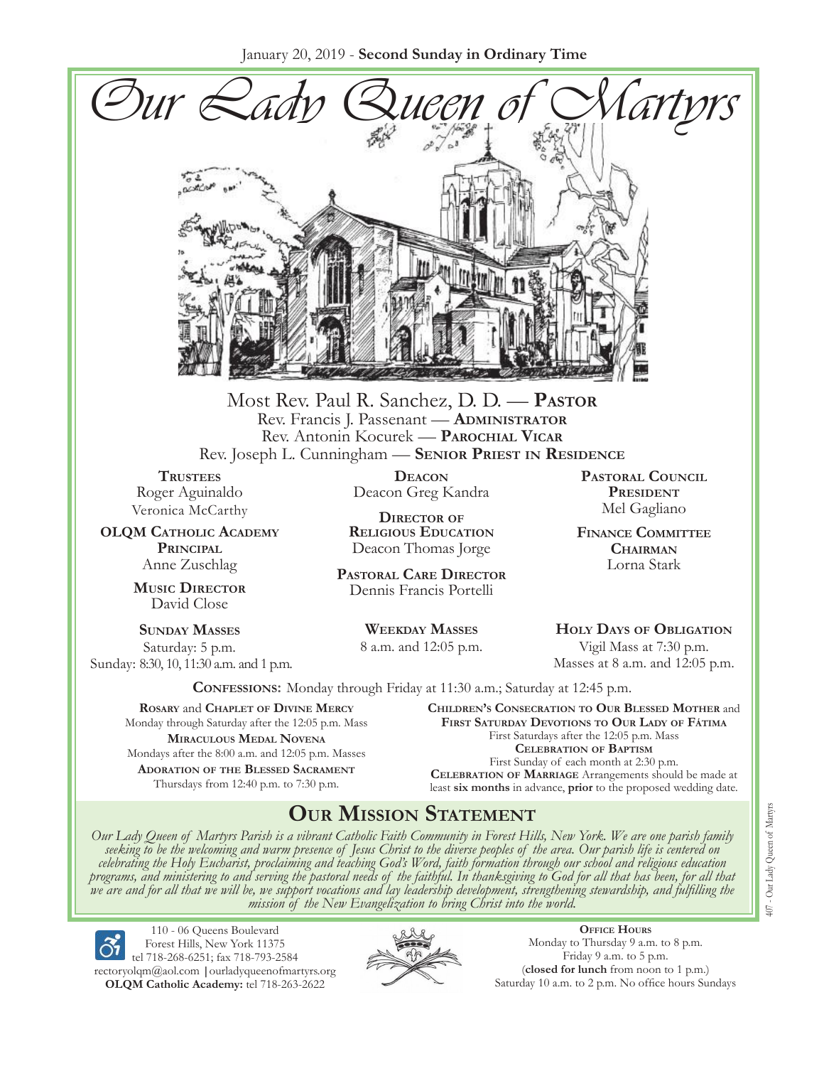January 20, 2019 - **Second Sunday in Ordinary Time**

# Our Lady Queen of Martyrs

Most Rev. Paul R. Sanchez, D. D. — **Pastor**
Rev. Francis J. Passenant — **Administrator**
Rev. Antonin Kocurek — **Parochial Vicar**
Rev. Joseph L. Cunningham — **Senior Priest in Residence**

**Trustees**
Roger Aguinaldo
Veronica McCarthy

**OLQM Catholic Academy Principal**
Anne Zuschlag

**Music Director**
David Close

**Deacon**
Deacon Greg Kandra

**Director of Religious Education**
Deacon Thomas Jorge

**Pastoral Care Director**
Dennis Francis Portelli

**Pastoral Council President**
Mel Gagliano

**Finance Committee Chairman**
Lorna Stark

**Sunday Masses**
Saturday: 5 p.m.
Sunday: 8:30, 10, 11:30 a.m. and 1 p.m.

**Weekday Masses**
8 a.m. and 12:05 p.m.

**Holy Days of Obligation**
Vigil Mass at 7:30 p.m.
Masses at 8 a.m. and 12:05 p.m.

**Confessions:** Monday through Friday at 11:30 a.m.; Saturday at 12:45 p.m.

**Rosary** and **Chaplet of Divine Mercy**
Monday through Saturday after the 12:05 p.m. Mass

**Miraculous Medal Novena**
Mondays after the 8:00 a.m. and 12:05 p.m. Masses

**Adoration of the Blessed Sacrament**
Thursdays from 12:40 p.m. to 7:30 p.m.

**Children's Consecration to Our Blessed Mother** and **First Saturday Devotions to Our Lady of Fátima**
First Saturdays after the 12:05 p.m. Mass

**Celebration of Baptism**
First Sunday of each month at 2:30 p.m.

**Celebration of Marriage** Arrangements should be made at least **six months** in advance, **prior** to the proposed wedding date.

## Our Mission Statement

*Our Lady Queen of Martyrs Parish is a vibrant Catholic Faith Community in Forest Hills, New York. We are one parish family seeking to be the welcoming and warm presence of Jesus Christ to the diverse peoples of the area. Our parish life is centered on celebrating the Holy Eucharist, proclaiming and teaching God's Word, faith formation through our school and religious education programs, and ministering to and serving the pastoral needs of the faithful. In thanksgiving to God for all that has been, for all that we are and for all that we will be, we support vocations and lay leadership development, strengthening stewardship, and fulfilling the mission of the New Evangelization to bring Christ into the world.*

110 - 06 Queens Boulevard
Forest Hills, New York 11375
tel 718-268-6251; fax 718-793-2584
rectoryolqm@aol.com | ourladyqueenofmartyrs.org
**OLQM Catholic Academy:** tel 718-263-2622

**Office Hours**
Monday to Thursday 9 a.m. to 8 p.m.
Friday 9 a.m. to 5 p.m.
(**closed for lunch** from noon to 1 p.m.)
Saturday 10 a.m. to 2 p.m. No office hours Sundays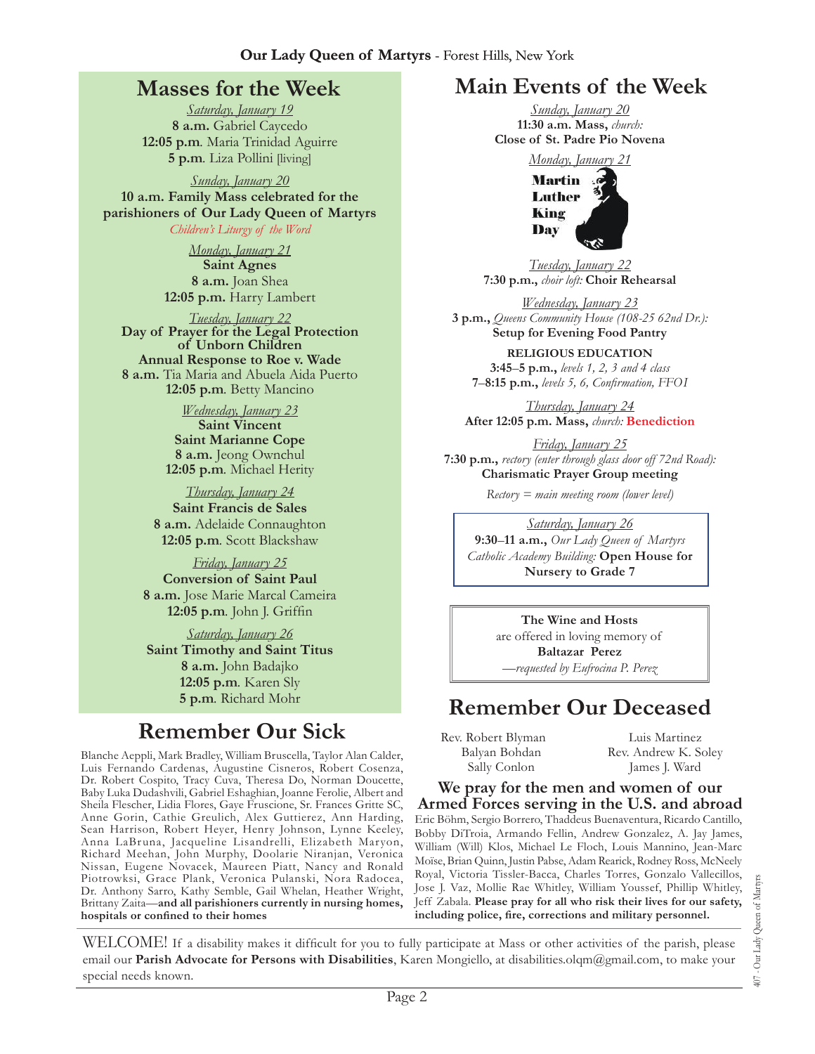# Masses for the Week

*Saturday, January 19*
**8 a.m.** Gabriel Caycedo
**12:05 p.m**. Maria Trinidad Aguirre
**5 p.m**. Liza Pollini [living]

*Sunday, January 20*
**10 a.m. Family Mass celebrated for the parishioners of Our Lady Queen of Martyrs**
*Children's Liturgy of the Word*

*Monday, January 21*
**Saint Agnes**
**8 a.m.** Joan Shea
**12:05 p.m.** Harry Lambert

*Tuesday, January 22*
**Day of Prayer for the Legal Protection of Unborn Children**
**Annual Response to Roe v. Wade**
**8 a.m.** Tia Maria and Abuela Aida Puerto
**12:05 p.m**. Betty Mancino

*Wednesday, January 23*
**Saint Vincent**
**Saint Marianne Cope**
**8 a.m.** Jeong Ownchul
**12:05 p.m**. Michael Herity

*Thursday, January 24*
**Saint Francis de Sales**
**8 a.m.** Adelaide Connaughton
**12:05 p.m**. Scott Blackshaw

*Friday, January 25*
**Conversion of Saint Paul**
**8 a.m.** Jose Marie Marcal Cameira
**12:05 p.m**. John J. Griffin

*Saturday, January 26*
**Saint Timothy and Saint Titus**
**8 a.m.** John Badajko
**12:05 p.m**. Karen Sly
**5 p.m**. Richard Mohr

# Remember Our Sick

Blanche Aeppli, Mark Bradley, William Bruscella, Taylor Alan Calder, Luis Fernando Cardenas, Augustine Cisneros, Robert Cosenza, Dr. Robert Cospito, Tracy Cuva, Theresa Do, Norman Doucette, Baby Luka Dudashvili, Gabriel Eshaghian, Joanne Ferolie, Albert and Sheila Flescher, Lidia Flores, Gaye Fruscione, Sr. Frances Gritte SC, Anne Gorin, Cathie Greulich, Alex Guttierez, Ann Harding, Sean Harrison, Robert Heyer, Henry Johnson, Lynne Keeley, Anna LaBruna, Jacqueline Lisandrelli, Elizabeth Maryon, Richard Meehan, John Murphy, Doolarie Niranjan, Veronica Nissan, Eugene Novacek, Maureen Piatt, Nancy and Ronald Piotrowksi, Grace Plank, Veronica Pulanski, Nora Radocea, Dr. Anthony Sarro, Kathy Semble, Gail Whelan, Heather Wright, Brittany Zaita—**and all parishioners currently in nursing homes, hospitals or confined to their homes**

# Main Events of the Week

*Sunday, January 20*
**11:30 a.m. Mass,** *church:*
**Close of St. Padre Pio Novena**

*Monday, January 21*
**Martin Luther King Day**

*Tuesday, January 22*
**7:30 p.m.,** *choir loft:* **Choir Rehearsal**

*Wednesday, January 23*
**3 p.m.,** *Queens Community House (108-25 62nd Dr.):*
**Setup for Evening Food Pantry**

**RELIGIOUS EDUCATION**
**3:45–5 p.m.,** *levels 1, 2, 3 and 4 class*
**7–8:15 p.m.,** *levels 5, 6, Confirmation, FFO1*

*Thursday, January 24*
**After 12:05 p.m. Mass,** *church:* **Benediction**

*Friday, January 25*
**7:30 p.m.,** *rectory (enter through glass door off 72nd Road):*
**Charismatic Prayer Group meeting**

*Rectory = main meeting room (lower level)*

*Saturday, January 26*
**9:30–11 a.m.,** *Our Lady Queen of Martyrs Catholic Academy Building:* **Open House for Nursery to Grade 7**

**The Wine and Hosts**
are offered in loving memory of
**Baltazar Perez**
*—requested by Eufrocina P. Perez*

# Remember Our Deceased

Rev. Robert Blyman
Balyan Bohdan
Sally Conlon
Luis Martinez
Rev. Andrew K. Soley
James J. Ward

## We pray for the men and women of our Armed Forces serving in the U.S. and abroad

Eric Böhm, Sergio Borrero, Thaddeus Buenaventura, Ricardo Cantillo, Bobby DiTroia, Armando Fellin, Andrew Gonzalez, A. Jay James, William (Will) Klos, Michael Le Floch, Louis Mannino, Jean-Marc Moïse, Brian Quinn, Justin Pabse, Adam Rearick, Rodney Ross, McNeely Royal, Victoria Tissler-Bacca, Charles Torres, Gonzalo Vallecillos, Jose J. Vaz, Mollie Rae Whitley, William Youssef, Phillip Whitley, Jeff Zabala. **Please pray for all who risk their lives for our safety, including police, fire, corrections and military personnel.**

WELCOME! If a disability makes it difficult for you to fully participate at Mass or other activities of the parish, please email our **Parish Advocate for Persons with Disabilities**, Karen Mongiello, at disabilities.olqm@gmail.com, to make your special needs known.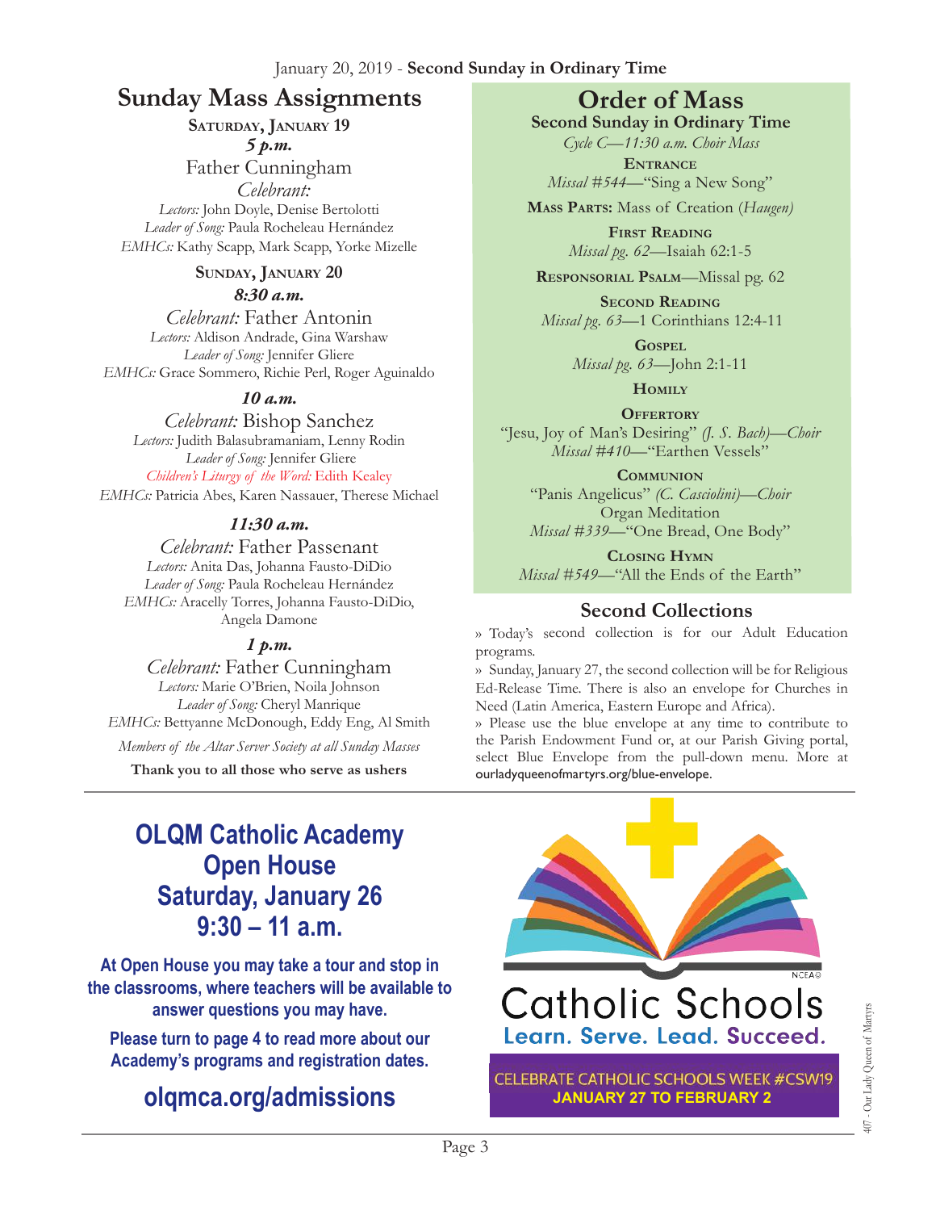January 20, 2019 - **Second Sunday in Ordinary Time**

## Sunday Mass Assignments

**Saturday, January 19**

***5 p.m.***

Father Cunningham

*Celebrant:*

*Lectors:* John Doyle, Denise Bertolotti
*Leader of Song:* Paula Rocheleau Hernández
*EMHCs:* Kathy Scapp, Mark Scapp, Yorke Mizelle

**Sunday, January 20**

***8:30 a.m.***

*Celebrant:* Father Antonin
*Lectors:* Aldison Andrade, Gina Warshaw
*Leader of Song:* Jennifer Gliere
*EMHCs:* Grace Sommero, Richie Perl, Roger Aguinaldo

***10 a.m.***

*Celebrant:* Bishop Sanchez
*Lectors:* Judith Balasubramaniam, Lenny Rodin
*Leader of Song:* Jennifer Gliere
*Children's Liturgy of the Word:* Edith Kealey
*EMHCs:* Patricia Abes, Karen Nassauer, Therese Michael

***11:30 a.m.***

*Celebrant:* Father Passenant
*Lectors:* Anita Das, Johanna Fausto-DiDio
*Leader of Song:* Paula Rocheleau Hernández
*EMHCs:* Aracelly Torres, Johanna Fausto-DiDio, Angela Damone

***1 p.m.***

*Celebrant:* Father Cunningham
*Lectors:* Marie O'Brien, Noila Johnson
*Leader of Song:* Cheryl Manrique
*EMHCs:* Bettyanne McDonough, Eddy Eng, Al Smith

*Members of the Altar Server Society at all Sunday Masses*

**Thank you to all those who serve as ushers**

## Order of Mass

**Second Sunday in Ordinary Time**

*Cycle C—11:30 a.m. Choir Mass*

**Entrance**
*Missal #544*—"Sing a New Song"

**Mass Parts:** Mass of Creation (*Haugen*)

**First Reading**
*Missal pg. 62*—Isaiah 62:1-5

**Responsorial Psalm**—Missal pg. 62

**Second Reading**
*Missal pg. 63*—1 Corinthians 12:4-11

**Gospel**
*Missal pg. 63*—John 2:1-11

**Homily**

**Offertory**
"Jesu, Joy of Man's Desiring" *(J. S. Bach)—Choir*
*Missal #410*—"Earthen Vessels"

**Communion**
"Panis Angelicus" *(C. Casciolini)—Choir*
Organ Meditation
*Missal #339*—"One Bread, One Body"

**Closing Hymn**
*Missal #549*—"All the Ends of the Earth"

## Second Collections

» Today's second collection is for our Adult Education programs.

» Sunday, January 27, the second collection will be for Religious Ed-Release Time. There is also an envelope for Churches in Need (Latin America, Eastern Europe and Africa).

» Please use the blue envelope at any time to contribute to the Parish Endowment Fund or, at our Parish Giving portal, select Blue Envelope from the pull-down menu. More at ourladyqueenofmartyrs.org/blue-envelope.

## OLQM Catholic Academy Open House Saturday, January 26 9:30 – 11 a.m.

**At Open House you may take a tour and stop in the classrooms, where teachers will be available to answer questions you may have.**

**Please turn to page 4 to read more about our Academy's programs and registration dates.**

**olqmca.org/admissions**

NCEA©

Catholic Schools

Learn. Serve. Lead. Succeed.

CELEBRATE CATHOLIC SCHOOLS WEEK #CSW19
**JANUARY 27 TO FEBRUARY 2**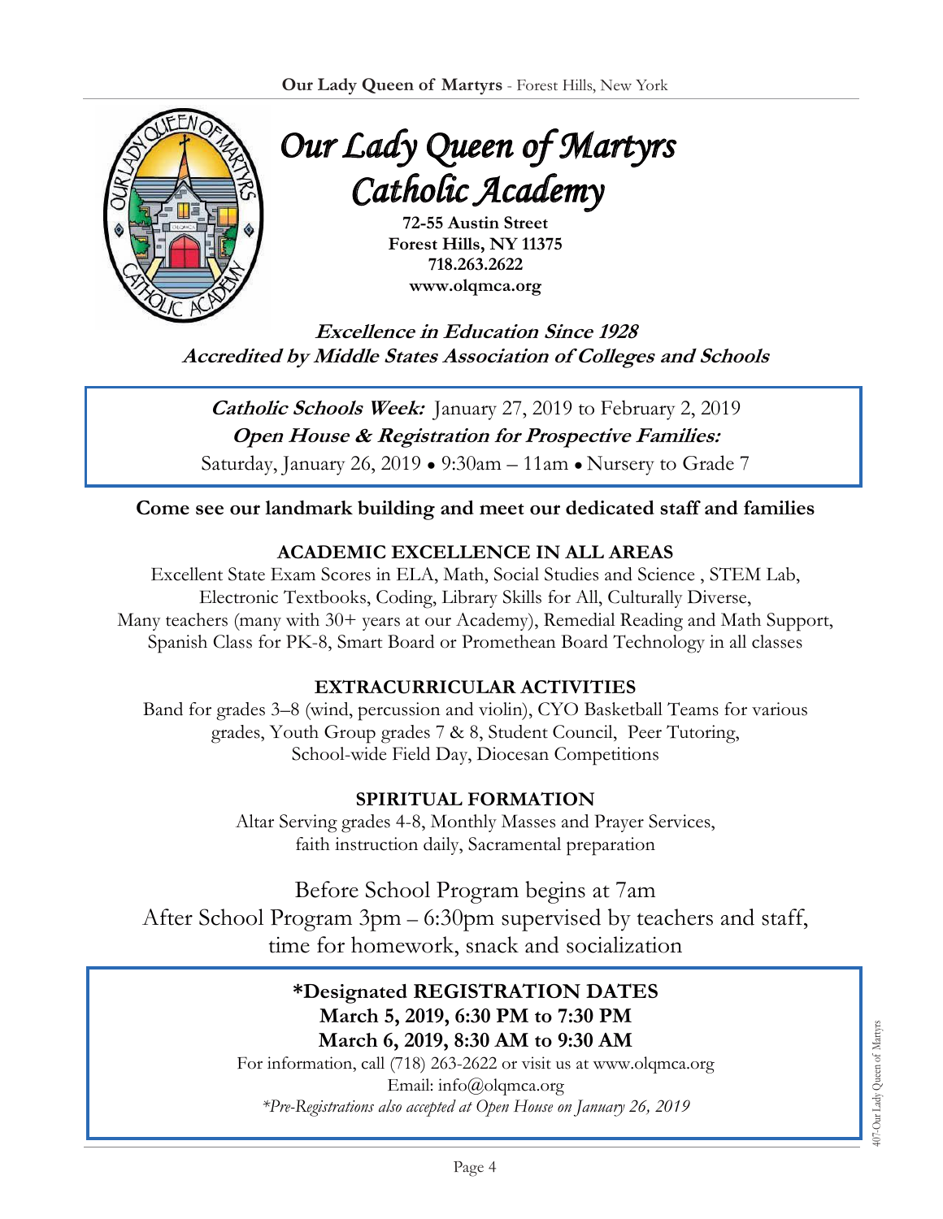# Our Lady Queen of Martyrs Catholic Academy

**72-55 Austin Street**
**Forest Hills, NY 11375**
**718.263.2622**
**www.olqmca.org**

***Excellence in Education Since 1928***
***Accredited by Middle States Association of Colleges and Schools***

***Catholic Schools Week:*** January 27, 2019 to February 2, 2019
***Open House & Registration for Prospective Families:***
Saturday, January 26, 2019 • 9:30am – 11am • Nursery to Grade 7

**Come see our landmark building and meet our dedicated staff and families**

## ACADEMIC EXCELLENCE IN ALL AREAS

Excellent State Exam Scores in ELA, Math, Social Studies and Science , STEM Lab, Electronic Textbooks, Coding, Library Skills for All, Culturally Diverse, Many teachers (many with 30+ years at our Academy), Remedial Reading and Math Support, Spanish Class for PK-8, Smart Board or Promethean Board Technology in all classes

## EXTRACURRICULAR ACTIVITIES

Band for grades 3–8 (wind, percussion and violin), CYO Basketball Teams for various grades, Youth Group grades 7 & 8, Student Council, Peer Tutoring, School-wide Field Day, Diocesan Competitions

## SPIRITUAL FORMATION

Altar Serving grades 4-8, Monthly Masses and Prayer Services, faith instruction daily, Sacramental preparation

Before School Program begins at 7am
After School Program 3pm – 6:30pm supervised by teachers and staff, time for homework, snack and socialization

**\*Designated REGISTRATION DATES**
**March 5, 2019, 6:30 PM to 7:30 PM**
**March 6, 2019, 8:30 AM to 9:30 AM**

For information, call (718) 263-2622 or visit us at www.olqmca.org
Email: info@olqmca.org

*\*Pre-Registrations also accepted at Open House on January 26, 2019*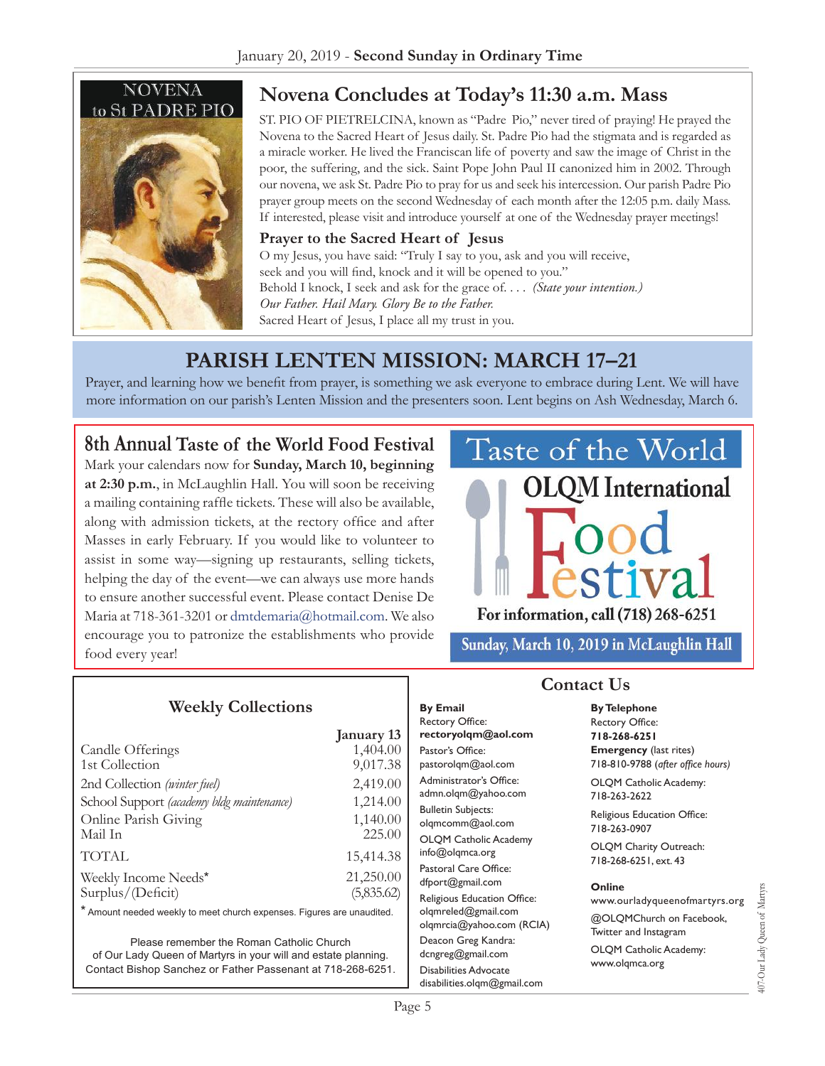January 20, 2019 - **Second Sunday in Ordinary Time**

NOVENA to St PADRE PIO

## Novena Concludes at Today's 11:30 a.m. Mass

ST. PIO OF PIETRELCINA, known as "Padre Pio," never tired of praying! He prayed the Novena to the Sacred Heart of Jesus daily. St. Padre Pio had the stigmata and is regarded as a miracle worker. He lived the Franciscan life of poverty and saw the image of Christ in the poor, the suffering, and the sick. Saint Pope John Paul II canonized him in 2002. Through our novena, we ask St. Padre Pio to pray for us and seek his intercession. Our parish Padre Pio prayer group meets on the second Wednesday of each month after the 12:05 p.m. daily Mass. If interested, please visit and introduce yourself at one of the Wednesday prayer meetings!

### Prayer to the Sacred Heart of Jesus

O my Jesus, you have said: "Truly I say to you, ask and you will receive, seek and you will find, knock and it will be opened to you."
Behold I knock, I seek and ask for the grace of. . . . *(State your intention.)*
*Our Father. Hail Mary. Glory Be to the Father.*
Sacred Heart of Jesus, I place all my trust in you.

## PARISH LENTEN MISSION: MARCH 17–21

Prayer, and learning how we benefit from prayer, is something we ask everyone to embrace during Lent. We will have more information on our parish's Lenten Mission and the presenters soon. Lent begins on Ash Wednesday, March 6.

## 8th Annual Taste of the World Food Festival

Mark your calendars now for **Sunday, March 10, beginning at 2:30 p.m.**, in McLaughlin Hall. You will soon be receiving a mailing containing raffle tickets. These will also be available, along with admission tickets, at the rectory office and after Masses in early February. If you would like to volunteer to assist in some way—signing up restaurants, selling tickets, helping the day of the event—we can always use more hands to ensure another successful event. Please contact Denise De Maria at 718-361-3201 or dmtdemaria@hotmail.com. We also encourage you to patronize the establishments who provide food every year!

Taste of the World
**OLQM International Food Festival**
For information, call (718) 268-6251
**Sunday, March 10, 2019 in McLaughlin Hall**

### Weekly Collections

| | January 13 |
|---|---|
| Candle Offerings | 1,404.00 |
| 1st Collection | 9,017.38 |
| 2nd Collection *(winter fuel)* | 2,419.00 |
| School Support *(academy bldg maintenance)* | 1,214.00 |
| Online Parish Giving | 1,140.00 |
| Mail In | 225.00 |
| TOTAL | 15,414.38 |
| Weekly Income Needs* | 21,250.00 |
| Surplus/(Deficit) | (5,835.62) |

\* Amount needed weekly to meet church expenses. Figures are unaudited.

Please remember the Roman Catholic Church of Our Lady Queen of Martyrs in your will and estate planning. Contact Bishop Sanchez or Father Passenant at 718-268-6251.

### Contact Us

**By Email**

Rectory Office: **rectoryolqm@aol.com**

Pastor's Office: pastorolqm@aol.com

Administrator's Office: admn.olqm@yahoo.com

Bulletin Subjects: olqmcomm@aol.com

OLQM Catholic Academy info@olqmca.org

Pastoral Care Office: dfport@gmail.com

Religious Education Office: olqmreled@gmail.com, olqmrcia@yahoo.com (RCIA)

Deacon Greg Kandra: dcngreg@gmail.com

Disabilities Advocate disabilities.olqm@gmail.com

**By Telephone**

Rectory Office: **718-268-6251**

**Emergency** (last rites) 718-810-9788 (*after office hours)*

OLQM Catholic Academy: 718-263-2622

Religious Education Office: 718-263-0907

OLQM Charity Outreach: 718-268-6251, ext. 43

**Online**

www.ourladyqueenofmartyrs.org

@OLQMChurch on Facebook, Twitter and Instagram

OLQM Catholic Academy: www.olqmca.org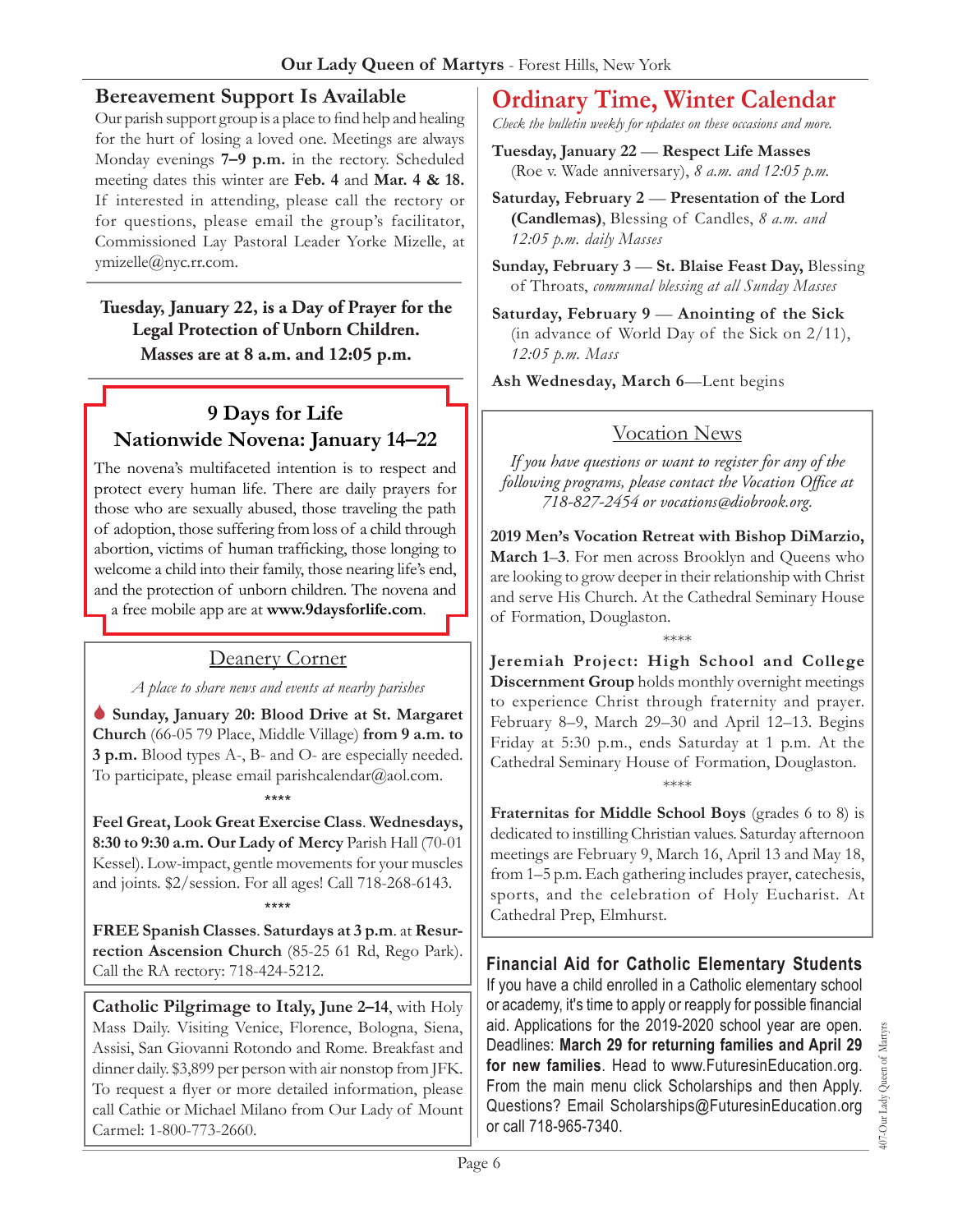## Bereavement Support Is Available

Our parish support group is a place to find help and healing for the hurt of losing a loved one. Meetings are always Monday evenings **7–9 p.m.** in the rectory. Scheduled meeting dates this winter are **Feb. 4** and **Mar. 4 & 18.** If interested in attending, please call the rectory or for questions, please email the group's facilitator, Commissioned Lay Pastoral Leader Yorke Mizelle, at ymizelle@nyc.rr.com.

**Tuesday, January 22, is a Day of Prayer for the Legal Protection of Unborn Children. Masses are at 8 a.m. and 12:05 p.m.**

### 9 Days for Life
### Nationwide Novena: January 14–22

The novena's multifaceted intention is to respect and protect every human life. There are daily prayers for those who are sexually abused, those traveling the path of adoption, those suffering from loss of a child through abortion, victims of human trafficking, those longing to welcome a child into their family, those nearing life's end, and the protection of unborn children. The novena and a free mobile app are at **www.9daysforlife.com**.

### Deanery Corner

*A place to share news and events at nearby parishes*

**Sunday, January 20: Blood Drive at St. Margaret Church** (66-05 79 Place, Middle Village) **from 9 a.m. to 3 p.m.** Blood types A-, B- and O- are especially needed. To participate, please email parishcalendar@aol.com.

\*\*\*\*

**Feel Great, Look Great Exercise Class**. **Wednesdays, 8:30 to 9:30 a.m. Our Lady of Mercy** Parish Hall (70-01 Kessel). Low-impact, gentle movements for your muscles and joints. $2/session. For all ages! Call 718-268-6143.

\*\*\*\*

**FREE Spanish Classes**. **Saturdays at 3 p.m**. at **Resurrection Ascension Church** (85-25 61 Rd, Rego Park). Call the RA rectory: 718-424-5212.

**Catholic Pilgrimage to Italy, June 2–14**, with Holy Mass Daily. Visiting Venice, Florence, Bologna, Siena, Assisi, San Giovanni Rotondo and Rome. Breakfast and dinner daily. $3,899 per person with air nonstop from JFK. To request a flyer or more detailed information, please call Cathie or Michael Milano from Our Lady of Mount Carmel: 1-800-773-2660.

## Ordinary Time, Winter Calendar

*Check the bulletin weekly for updates on these occasions and more.*

**Tuesday, January 22 — Respect Life Masses** (Roe v. Wade anniversary), *8 a.m. and 12:05 p.m.*

**Saturday, February 2 — Presentation of the Lord (Candlemas)**, Blessing of Candles, *8 a.m. and 12:05 p.m. daily Masses*

**Sunday, February 3 — St. Blaise Feast Day,** Blessing of Throats, *communal blessing at all Sunday Masses*

**Saturday, February 9 — Anointing of the Sick** (in advance of World Day of the Sick on 2/11), *12:05 p.m. Mass*

**Ash Wednesday, March 6**—Lent begins

### Vocation News

*If you have questions or want to register for any of the following programs, please contact the Vocation Office at 718-827-2454 or vocations@diobrook.org.*

**2019 Men's Vocation Retreat with Bishop DiMarzio, March 1–3**. For men across Brooklyn and Queens who are looking to grow deeper in their relationship with Christ and serve His Church. At the Cathedral Seminary House of Formation, Douglaston.

\*\*\*\*

**Jeremiah Project: High School and College Discernment Group** holds monthly overnight meetings to experience Christ through fraternity and prayer. February 8–9, March 29–30 and April 12–13. Begins Friday at 5:30 p.m., ends Saturday at 1 p.m. At the Cathedral Seminary House of Formation, Douglaston.

\*\*\*\*

**Fraternitas for Middle School Boys** (grades 6 to 8) is dedicated to instilling Christian values. Saturday afternoon meetings are February 9, March 16, April 13 and May 18, from 1–5 p.m. Each gathering includes prayer, catechesis, sports, and the celebration of Holy Eucharist. At Cathedral Prep, Elmhurst.

### Financial Aid for Catholic Elementary Students

If you have a child enrolled in a Catholic elementary school or academy, it's time to apply or reapply for possible financial aid. Applications for the 2019-2020 school year are open. Deadlines: **March 29 for returning families and April 29 for new families**. Head to www.FuturesinEducation.org. From the main menu click Scholarships and then Apply. Questions? Email Scholarships@FuturesinEducation.org or call 718-965-7340.